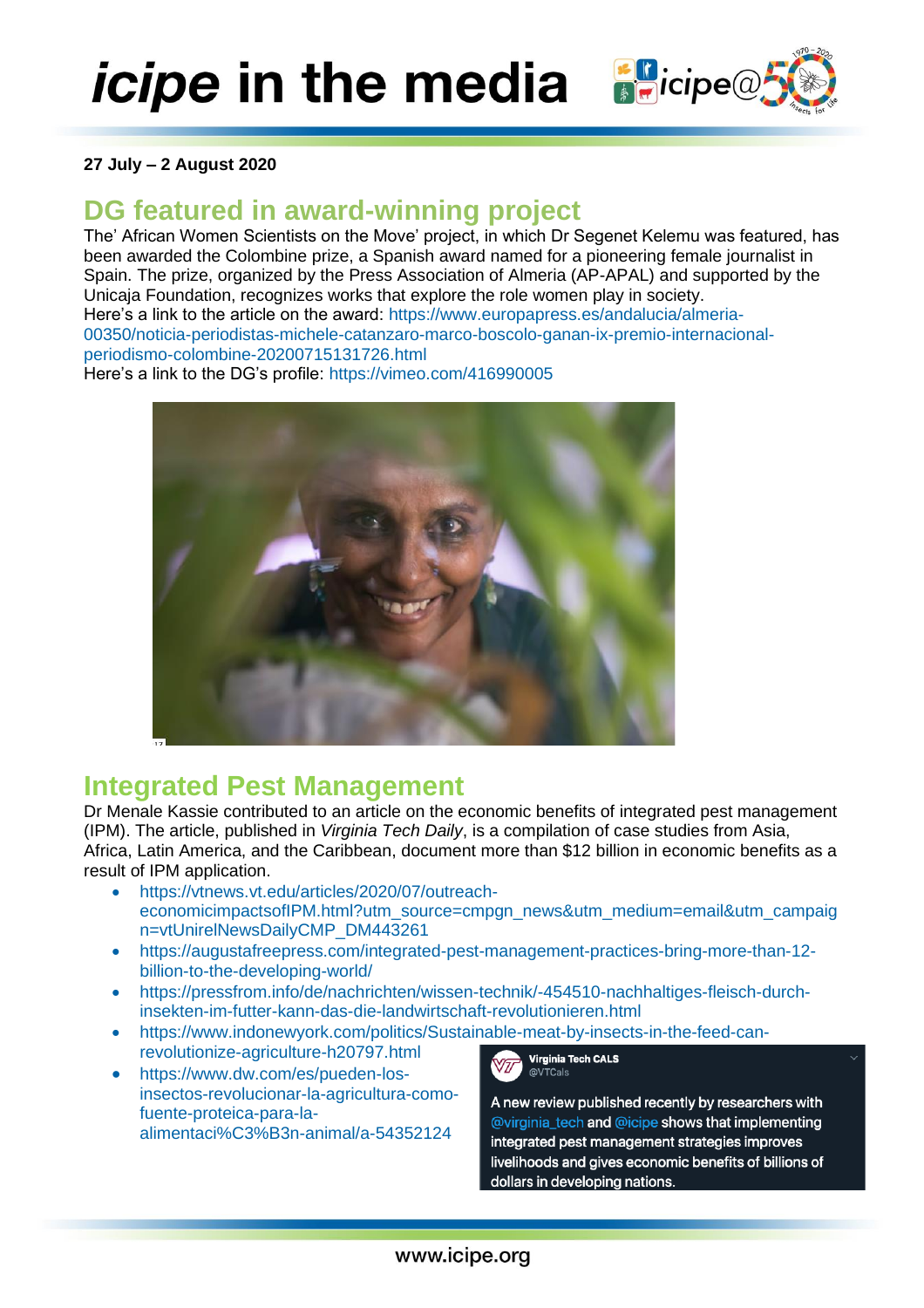# *icipe* in the media

**27 July – 2 August 2020**

## DG featured in award-winning project

The' African Women Scientists on the Move' project, in which Dr Segenet Kelemu was featured, has been awarded the Colombine prize, a Spanish award named for a pioneering female journalist in Spain. The prize, organized by the Press Association of Almeria (AP-APAL) and supported by the Unicaja Foundation, recognizes works that explore the role women play in society.
Here's a link to the article on the award: https://www.europapress.es/andalucia/almeria-00350/noticia-periodistas-michele-catanzaro-marco-boscolo-ganan-ix-premio-internacional-periodismo-colombine-20200715131726.html
Here's a link to the DG's profile: https://vimeo.com/416990005

## Integrated Pest Management

Dr Menale Kassie contributed to an article on the economic benefits of integrated pest management (IPM). The article, published in *Virginia Tech Daily*, is a compilation of case studies from Asia, Africa, Latin America, and the Caribbean, document more than $12 billion in economic benefits as a result of IPM application.

- https://vtnews.vt.edu/articles/2020/07/outreach-economicimpactsofIPM.html?utm_source=cmpgn_news&utm_medium=email&utm_campaign=vtUnirelNewsDailyCMP_DM443261
- https://augustafreepress.com/integrated-pest-management-practices-bring-more-than-12-billion-to-the-developing-world/
- https://pressfrom.info/de/nachrichten/wissen-technik/-454510-nachhaltiges-fleisch-durch-insekten-im-futter-kann-das-die-landwirtschaft-revolutionieren.html
- https://www.indonewyork.com/politics/Sustainable-meat-by-insects-in-the-feed-can-revolutionize-agriculture-h20797.html
- https://www.dw.com/es/pueden-los-insectos-revolucionar-la-agricultura-como-fuente-proteica-para-la-alimentaci%C3%B3n-animal/a-54352124

Virginia Tech CALS
@VTCals

A new review published recently by researchers with @virginia_tech and @icipe shows that implementing integrated pest management strategies improves livelihoods and gives economic benefits of billions of dollars in developing nations.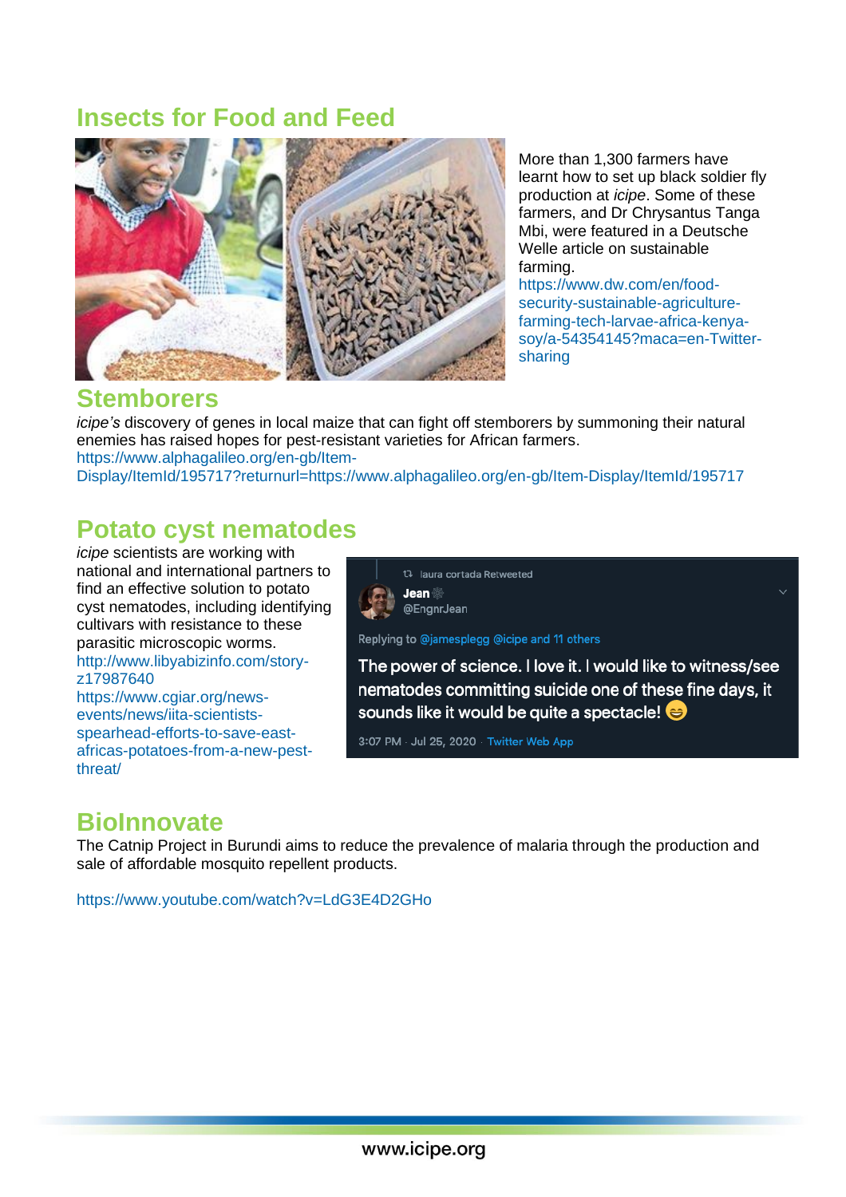## Insects for Food and Feed

More than 1,300 farmers have learnt how to set up black soldier fly production at *icipe*. Some of these farmers, and Dr Chrysantus Tanga Mbi, were featured in a Deutsche Welle article on sustainable farming.
https://www.dw.com/en/food-security-sustainable-agriculture-farming-tech-larvae-africa-kenya-soy/a-54354145?maca=en-Twitter-sharing

## Stemborers

*icipe's* discovery of genes in local maize that can fight off stemborers by summoning their natural enemies has raised hopes for pest-resistant varieties for African farmers.
https://www.alphagalileo.org/en-gb/Item-Display/ItemId/195717?returnurl=https://www.alphagalileo.org/en-gb/Item-Display/ItemId/195717

## Potato cyst nematodes

*icipe* scientists are working with national and international partners to find an effective solution to potato cyst nematodes, including identifying cultivars with resistance to these parasitic microscopic worms.
http://www.libyabizinfo.com/story-z17987640
https://www.cgiar.org/news-events/news/iita-scientists-spearhead-efforts-to-save-east-africas-potatoes-from-a-new-pest-threat/

laura cortada Retweeted
Jean
@EngnrJean
Replying to @jamesplegg @icipe and 11 others
The power of science. I love it. I would like to witness/see nematodes committing suicide one of these fine days, it sounds like it would be quite a spectacle! 😄
3:07 PM · Jul 25, 2020 · Twitter Web App

## BioInnovate

The Catnip Project in Burundi aims to reduce the prevalence of malaria through the production and sale of affordable mosquito repellent products.

https://www.youtube.com/watch?v=LdG3E4D2GHo